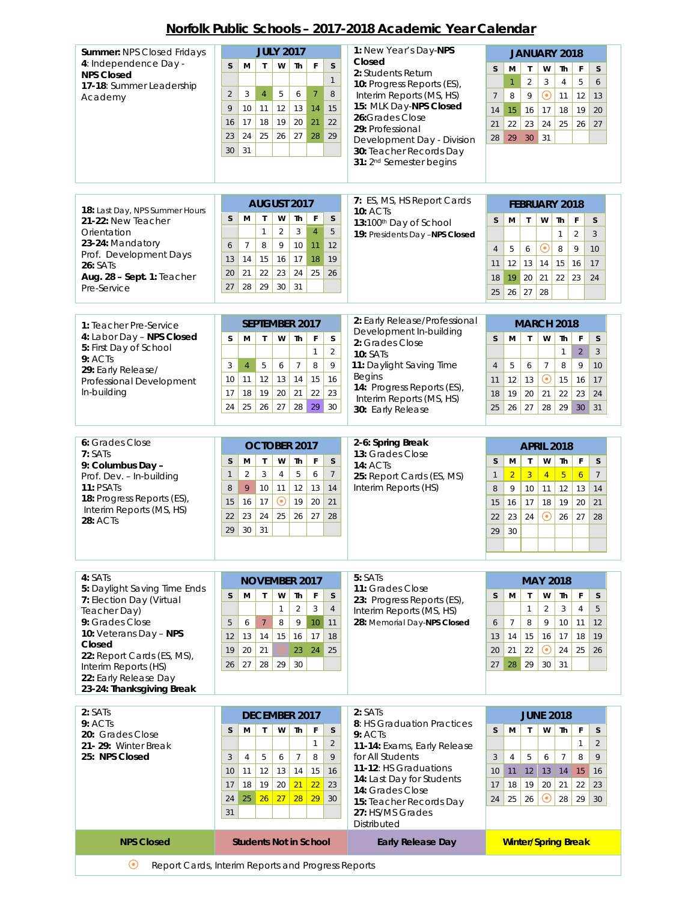# Norfolk Public Schools – 2017-2018 Academic Year Calendar

**Summer:** NPS Closed Fridays
**4**: Independence Day - **NPS Closed**
**17-18**: Summer Leadership Academy

**JULY 2017**

| S | M | T | W | Th | F | S |
|---|---|---|---|---|---|---|
| | | | | | | 1 |
| 2 | 3 | 4 | 5 | 6 | 7 | 8 |
| 9 | 10 | 11 | 12 | 13 | 14 | 15 |
| 16 | 17 | 18 | 19 | 20 | 21 | 22 |
| 23 | 24 | 25 | 26 | 27 | 28 | 29 |
| 30 | 31 | | | | | |

**1:** New Year's Day-**NPS Closed**
**2:** Students Return
**10:** Progress Reports (ES), Interim Reports (MS, HS)
**15:** MLK Day-**NPS Closed**
**26:** Grades Close
**29:** Professional Development Day - Division
**30:** Teacher Records Day
**31:** 2nd Semester begins

**JANUARY 2018**

| S | M | T | W | Th | F | S |
|---|---|---|---|---|---|---|
| | 1 | 2 | 3 | 4 | 5 | 6 |
| 7 | 8 | 9 | 10 | 11 | 12 | 13 |
| 14 | 15 | 16 | 17 | 18 | 19 | 20 |
| 21 | 22 | 23 | 24 | 25 | 26 | 27 |
| 28 | 29 | 30 | 31 | | | |

**18:** Last Day, NPS Summer Hours
**21-22:** New Teacher Orientation
**23-24:** Mandatory Prof. Development Days
**26:** SATs
**Aug. 28 – Sept. 1:** Teacher Pre-Service

**AUGUST 2017**

| S | M | T | W | Th | F | S |
|---|---|---|---|---|---|---|
| | | 1 | 2 | 3 | 4 | 5 |
| 6 | 7 | 8 | 9 | 10 | 11 | 12 |
| 13 | 14 | 15 | 16 | 17 | 18 | 19 |
| 20 | 21 | 22 | 23 | 24 | 25 | 26 |
| 27 | 28 | 29 | 30 | 31 | | |

**7:** ES, MS, HS Report Cards
**10:** ACTs
**13:** 100th Day of School
**19:** Presidents Day –**NPS Closed**

**FEBRUARY 2018**

| S | M | T | W | Th | F | S |
|---|---|---|---|---|---|---|
| | | | | 1 | 2 | 3 |
| 4 | 5 | 6 | 7 | 8 | 9 | 10 |
| 11 | 12 | 13 | 14 | 15 | 16 | 17 |
| 18 | 19 | 20 | 21 | 22 | 23 | 24 |
| 25 | 26 | 27 | 28 | | | |

**1:** Teacher Pre-Service
**4:** Labor Day – **NPS Closed**
**5:** First Day of School
**9:** ACTs
**29:** Early Release/ Professional Development In-building

**SEPTEMBER 2017**

| S | M | T | W | Th | F | S |
|---|---|---|---|---|---|---|
| | | | | | 1 | 2 |
| 3 | 4 | 5 | 6 | 7 | 8 | 9 |
| 10 | 11 | 12 | 13 | 14 | 15 | 16 |
| 17 | 18 | 19 | 20 | 21 | 22 | 23 |
| 24 | 25 | 26 | 27 | 28 | 29 | 30 |

**2:** Early Release/Professional Development In-building
**2:** Grades Close
**10:** SATs
**11:** Daylight Saving Time Begins
**14:** Progress Reports (ES), Interim Reports (MS, HS)
**30:** Early Release

**MARCH 2018**

| S | M | T | W | Th | F | S |
|---|---|---|---|---|---|---|
| | | | | 1 | 2 | 3 |
| 4 | 5 | 6 | 7 | 8 | 9 | 10 |
| 11 | 12 | 13 | 14 | 15 | 16 | 17 |
| 18 | 19 | 20 | 21 | 22 | 23 | 24 |
| 25 | 26 | 27 | 28 | 29 | 30 | 31 |

**6:** Grades Close
**7:** SATs
**9:** Columbus Day – Prof. Dev. – In-building
**11:** PSATs
**18:** Progress Reports (ES), Interim Reports (MS, HS)
**28:** ACTs

**OCTOBER 2017**

| S | M | T | W | Th | F | S |
|---|---|---|---|---|---|---|
| 1 | 2 | 3 | 4 | 5 | 6 | 7 |
| 8 | 9 | 10 | 11 | 12 | 13 | 14 |
| 15 | 16 | 17 | 18 | 19 | 20 | 21 |
| 22 | 23 | 24 | 25 | 26 | 27 | 28 |
| 29 | 30 | 31 | | | | |

**2-6: Spring Break**
**13:** Grades Close
**14:** ACTs
**25:** Report Cards (ES, MS) Interim Reports (HS)

**APRIL 2018**

| S | M | T | W | Th | F | S |
|---|---|---|---|---|---|---|
| 1 | 2 | 3 | 4 | 5 | 6 | 7 |
| 8 | 9 | 10 | 11 | 12 | 13 | 14 |
| 15 | 16 | 17 | 18 | 19 | 20 | 21 |
| 22 | 23 | 24 | 25 | 26 | 27 | 28 |
| 29 | 30 | | | | | |

**4:** SATs
**5:** Daylight Saving Time Ends
**7:** Election Day (Virtual Teacher Day)
**9:** Grades Close
**10:** Veterans Day – **NPS Closed**
**22:** Report Cards (ES, MS), Interim Reports (HS)
**22:** Early Release Day
**23-24: Thanksgiving Break**

**NOVEMBER 2017**

| S | M | T | W | Th | F | S |
|---|---|---|---|---|---|---|
| | | | 1 | 2 | 3 | 4 |
| 5 | 6 | 7 | 8 | 9 | 10 | 11 |
| 12 | 13 | 14 | 15 | 16 | 17 | 18 |
| 19 | 20 | 21 | 22 | 23 | 24 | 25 |
| 26 | 27 | 28 | 29 | 30 | | |

**5:** SATs
**11:** Grades Close
**23:** Progress Reports (ES), Interim Reports (MS, HS)
**28:** Memorial Day-**NPS Closed**

**MAY 2018**

| S | M | T | W | Th | F | S |
|---|---|---|---|---|---|---|
| | | 1 | 2 | 3 | 4 | 5 |
| 6 | 7 | 8 | 9 | 10 | 11 | 12 |
| 13 | 14 | 15 | 16 | 17 | 18 | 19 |
| 20 | 21 | 22 | 23 | 24 | 25 | 26 |
| 27 | 28 | 29 | 30 | 31 | | |

**2:** SATs
**9:** ACTs
**20:** Grades Close
**21- 29:** Winter Break
**25: NPS Closed**

**DECEMBER 2017**

| S | M | T | W | Th | F | S |
|---|---|---|---|---|---|---|
| | | | | | 1 | 2 |
| 3 | 4 | 5 | 6 | 7 | 8 | 9 |
| 10 | 11 | 12 | 13 | 14 | 15 | 16 |
| 17 | 18 | 19 | 20 | 21 | 22 | 23 |
| 24 | 25 | 26 | 27 | 28 | 29 | 30 |
| 31 | | | | | | |

**2:** SATs
**8:** HS Graduation Practices
**9:** ACTs
**11-14:** Exams, Early Release for All Students
**11-12:** HS Graduations
**14:** Last Day for Students
**14:** Grades Close
**15:** Teacher Records Day
**27:** HS/MS Grades Distributed

**JUNE 2018**

| S | M | T | W | Th | F | S |
|---|---|---|---|---|---|---|
| | | | | | 1 | 2 |
| 3 | 4 | 5 | 6 | 7 | 8 | 9 |
| 10 | 11 | 12 | 13 | 14 | 15 | 16 |
| 17 | 18 | 19 | 20 | 21 | 22 | 23 |
| 24 | 25 | 26 | 27 | 28 | 29 | 30 |

| NPS Closed | Students Not in School | Early Release Day | Winter/Spring Break |
|---|---|---|---|

⊙ Report Cards, Interim Reports and Progress Reports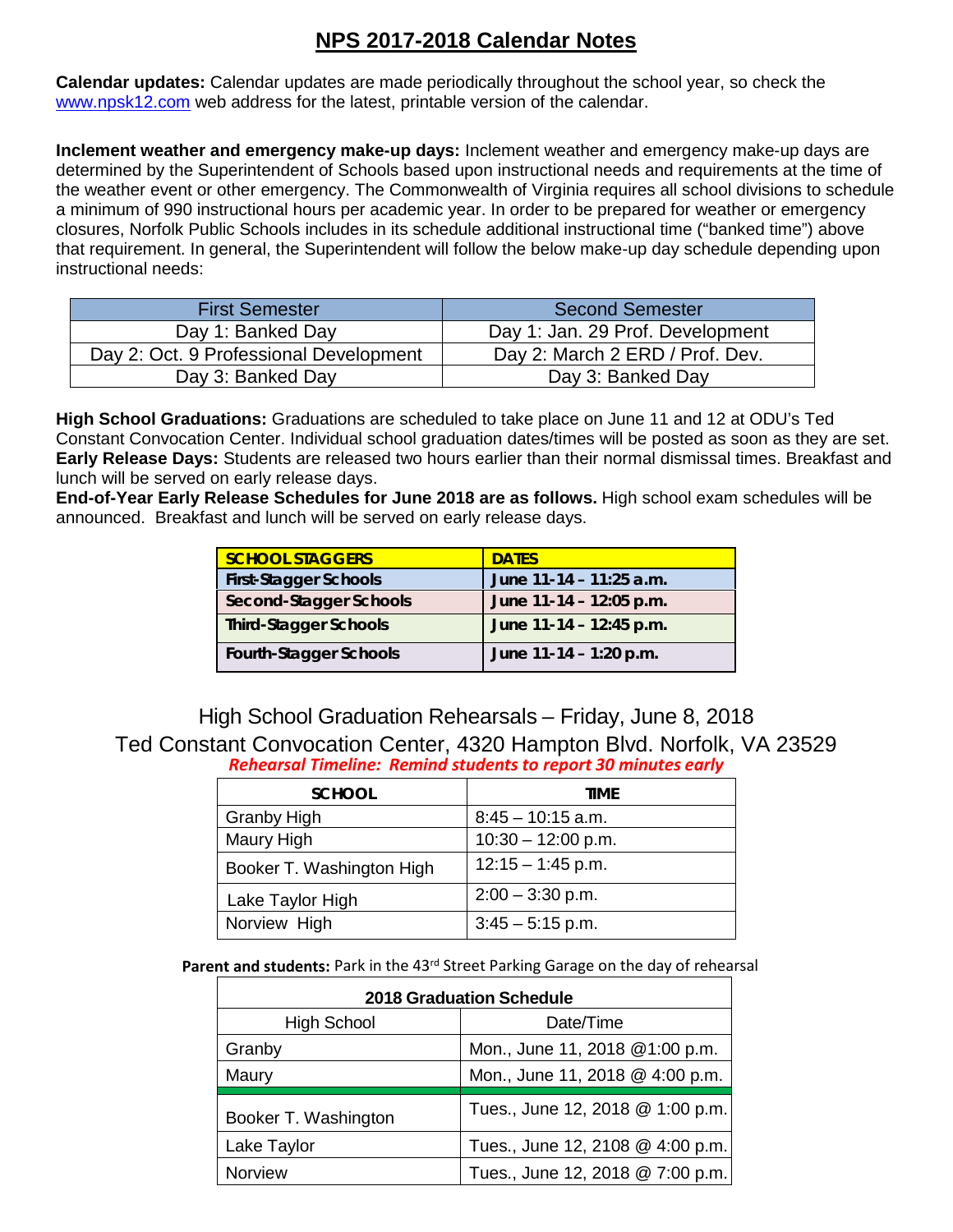# NPS 2017-2018 Calendar Notes

**Calendar updates:** Calendar updates are made periodically throughout the school year, so check the www.npsk12.com web address for the latest, printable version of the calendar.

**Inclement weather and emergency make-up days:** Inclement weather and emergency make-up days are determined by the Superintendent of Schools based upon instructional needs and requirements at the time of the weather event or other emergency. The Commonwealth of Virginia requires all school divisions to schedule a minimum of 990 instructional hours per academic year. In order to be prepared for weather or emergency closures, Norfolk Public Schools includes in its schedule additional instructional time ("banked time") above that requirement. In general, the Superintendent will follow the below make-up day schedule depending upon instructional needs:

| First Semester | Second Semester |
|---|---|
| Day 1: Banked Day | Day 1: Jan. 29 Prof. Development |
| Day 2: Oct. 9 Professional Development | Day 2: March 2 ERD / Prof. Dev. |
| Day 3: Banked Day | Day 3: Banked Day |

**High School Graduations:** Graduations are scheduled to take place on June 11 and 12 at ODU's Ted Constant Convocation Center. Individual school graduation dates/times will be posted as soon as they are set.
**Early Release Days:** Students are released two hours earlier than their normal dismissal times. Breakfast and lunch will be served on early release days.
**End-of-Year Early Release Schedules for June 2018 are as follows.** High school exam schedules will be announced. Breakfast and lunch will be served on early release days.

| SCHOOL STAGGERS | DATES |
|---|---|
| First-Stagger Schools | June 11-14 – 11:25 a.m. |
| Second-Stagger Schools | June 11-14 – 12:05 p.m. |
| Third-Stagger Schools | June 11-14 – 12:45 p.m. |
| Fourth-Stagger Schools | June 11-14 – 1:20 p.m. |

## High School Graduation Rehearsals – Friday, June 8, 2018

## Ted Constant Convocation Center, 4320 Hampton Blvd. Norfolk, VA 23529

***Rehearsal Timeline: Remind students to report 30 minutes early***

| SCHOOL | TIME |
|---|---|
| Granby High | 8:45 – 10:15 a.m. |
| Maury High | 10:30 – 12:00 p.m. |
| Booker T. Washington High | 12:15 – 1:45 p.m. |
| Lake Taylor High | 2:00 – 3:30 p.m. |
| Norview High | 3:45 – 5:15 p.m. |

**Parent and students:** Park in the 43rd Street Parking Garage on the day of rehearsal

| 2018 Graduation Schedule | |
|---|---|
| High School | Date/Time |
| Granby | Mon., June 11, 2018 @1:00 p.m. |
| Maury | Mon., June 11, 2018 @ 4:00 p.m. |
| Booker T. Washington | Tues., June 12, 2018 @ 1:00 p.m. |
| Lake Taylor | Tues., June 12, 2108 @ 4:00 p.m. |
| Norview | Tues., June 12, 2018 @ 7:00 p.m. |